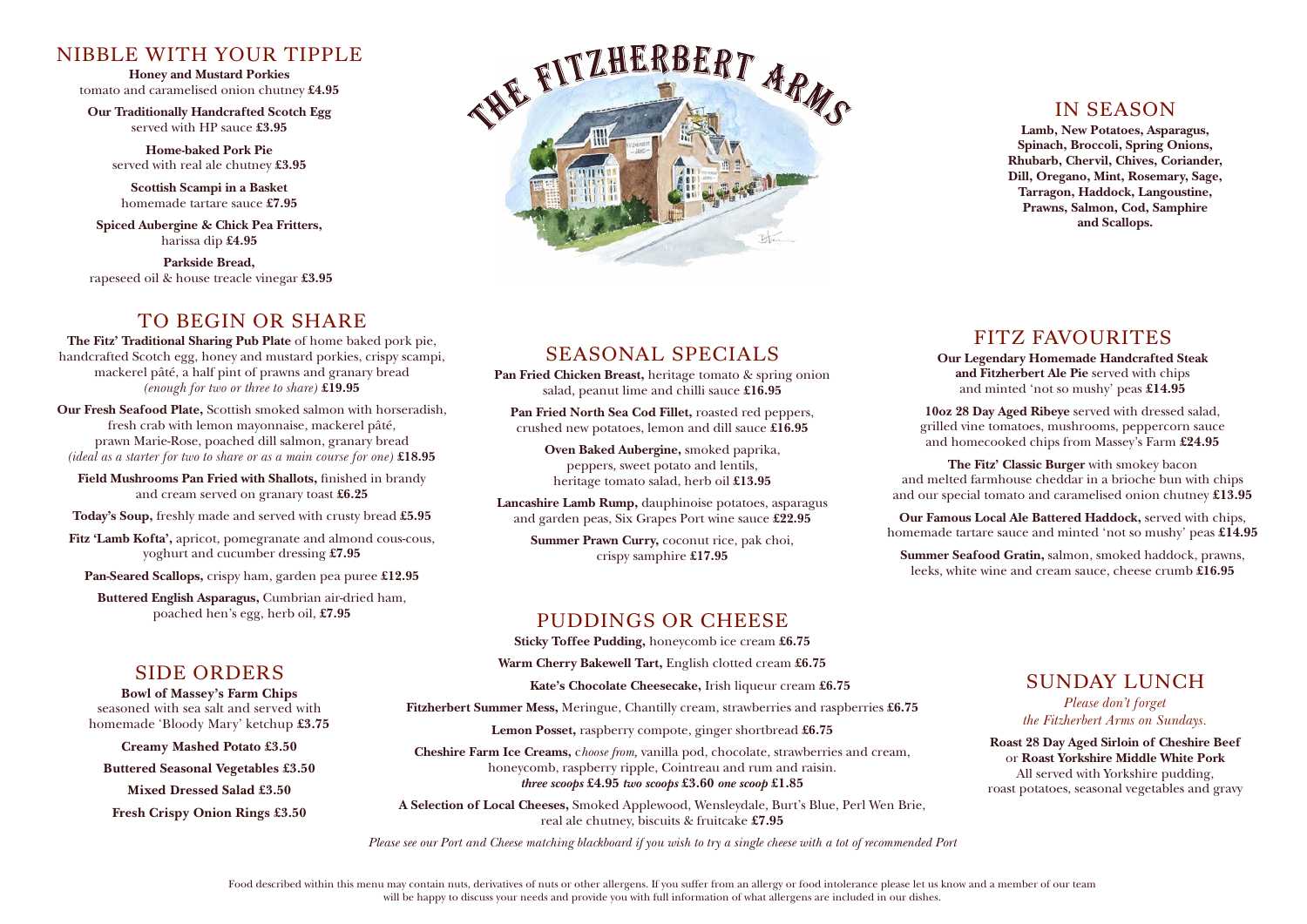## NIBBLE WITH YOUR TIPPLE

**Honey and Mustard Porkies**
tomato and caramelised onion chutney **£4.95**

**Our Traditionally Handcrafted Scotch Egg**
served with HP sauce **£3.95**

**Home-baked Pork Pie**
served with real ale chutney **£3.95**

**Scottish Scampi in a Basket**
homemade tartare sauce **£7.95**

**Spiced Aubergine & Chick Pea Fritters,**
harissa dip **£4.95**

**Parkside Bread,**
rapeseed oil & house treacle vinegar **£3.95**

## TO BEGIN OR SHARE

**The Fitz' Traditional Sharing Pub Plate** of home baked pork pie, handcrafted Scotch egg, honey and mustard porkies, crispy scampi, mackerel pâté, a half pint of prawns and granary bread *(enough for two or three to share)* **£19.95**

**Our Fresh Seafood Plate,** Scottish smoked salmon with horseradish, fresh crab with lemon mayonnaise, mackerel pâté, prawn Marie-Rose, poached dill salmon, granary bread *(ideal as a starter for two to share or as a main course for one)* **£18.95**

**Field Mushrooms Pan Fried with Shallots,** finished in brandy and cream served on granary toast **£6.25**

**Today's Soup,** freshly made and served with crusty bread **£5.95**

**Fitz 'Lamb Kofta',** apricot, pomegranate and almond cous-cous, yoghurt and cucumber dressing **£7.95**

**Pan-Seared Scallops,** crispy ham, garden pea puree **£12.95**

**Buttered English Asparagus,** Cumbrian air-dried ham, poached hen's egg, herb oil, **£7.95**

## SIDE ORDERS

**Bowl of Massey's Farm Chips**
seasoned with sea salt and served with homemade 'Bloody Mary' ketchup **£3.75**

**Creamy Mashed Potato £3.50**

**Buttered Seasonal Vegetables £3.50**

**Mixed Dressed Salad £3.50**

**Fresh Crispy Onion Rings £3.50**

# THE FITZHERBERT ARMS

## SEASONAL SPECIALS

**Pan Fried Chicken Breast,** heritage tomato & spring onion salad, peanut lime and chilli sauce **£16.95**

**Pan Fried North Sea Cod Fillet,** roasted red peppers, crushed new potatoes, lemon and dill sauce **£16.95**

**Oven Baked Aubergine,** smoked paprika, peppers, sweet potato and lentils, heritage tomato salad, herb oil **£13.95**

**Lancashire Lamb Rump,** dauphinoise potatoes, asparagus and garden peas, Six Grapes Port wine sauce **£22.95**

**Summer Prawn Curry,** coconut rice, pak choi, crispy samphire **£17.95**

## PUDDINGS OR CHEESE

**Sticky Toffee Pudding,** honeycomb ice cream **£6.75**

**Warm Cherry Bakewell Tart,** English clotted cream **£6.75**

**Kate's Chocolate Cheesecake,** Irish liqueur cream **£6.75**

**Fitzherbert Summer Mess,** Meringue, Chantilly cream, strawberries and raspberries **£6.75**

**Lemon Posset,** raspberry compote, ginger shortbread **£6.75**

**Cheshire Farm Ice Creams,** *choose from,* vanilla pod, chocolate, strawberries and cream, honeycomb, raspberry ripple, Cointreau and rum and raisin.
***three scoops* £4.95 *two scoops* £3.60 *one scoop* £1.85**

**A Selection of Local Cheeses,** Smoked Applewood, Wensleydale, Burt's Blue, Perl Wen Brie, real ale chutney, biscuits & fruitcake **£7.95**

*Please see our Port and Cheese matching blackboard if you wish to try a single cheese with a tot of recommended Port*

## IN SEASON

**Lamb, New Potatoes, Asparagus, Spinach, Broccoli, Spring Onions, Rhubarb, Chervil, Chives, Coriander, Dill, Oregano, Mint, Rosemary, Sage, Tarragon, Haddock, Langoustine, Prawns, Salmon, Cod, Samphire and Scallops.**

## FITZ FAVOURITES

**Our Legendary Homemade Handcrafted Steak and Fitzherbert Ale Pie** served with chips and minted 'not so mushy' peas **£14.95**

**10oz 28 Day Aged Ribeye** served with dressed salad, grilled vine tomatoes, mushrooms, peppercorn sauce and homecooked chips from Massey's Farm **£24.95**

**The Fitz' Classic Burger** with smokey bacon and melted farmhouse cheddar in a brioche bun with chips and our special tomato and caramelised onion chutney **£13.95**

**Our Famous Local Ale Battered Haddock,** served with chips, homemade tartare sauce and minted 'not so mushy' peas **£14.95**

**Summer Seafood Gratin,** salmon, smoked haddock, prawns, leeks, white wine and cream sauce, cheese crumb **£16.95**

## SUNDAY LUNCH

*Please don't forget the Fitzherbert Arms on Sundays.*

**Roast 28 Day Aged Sirloin of Cheshire Beef** or **Roast Yorkshire Middle White Pork**
All served with Yorkshire pudding, roast potatoes, seasonal vegetables and gravy

Food described within this menu may contain nuts, derivatives of nuts or other allergens. If you suffer from an allergy or food intolerance please let us know and a member of our team will be happy to discuss your needs and provide you with full information of what allergens are included in our dishes.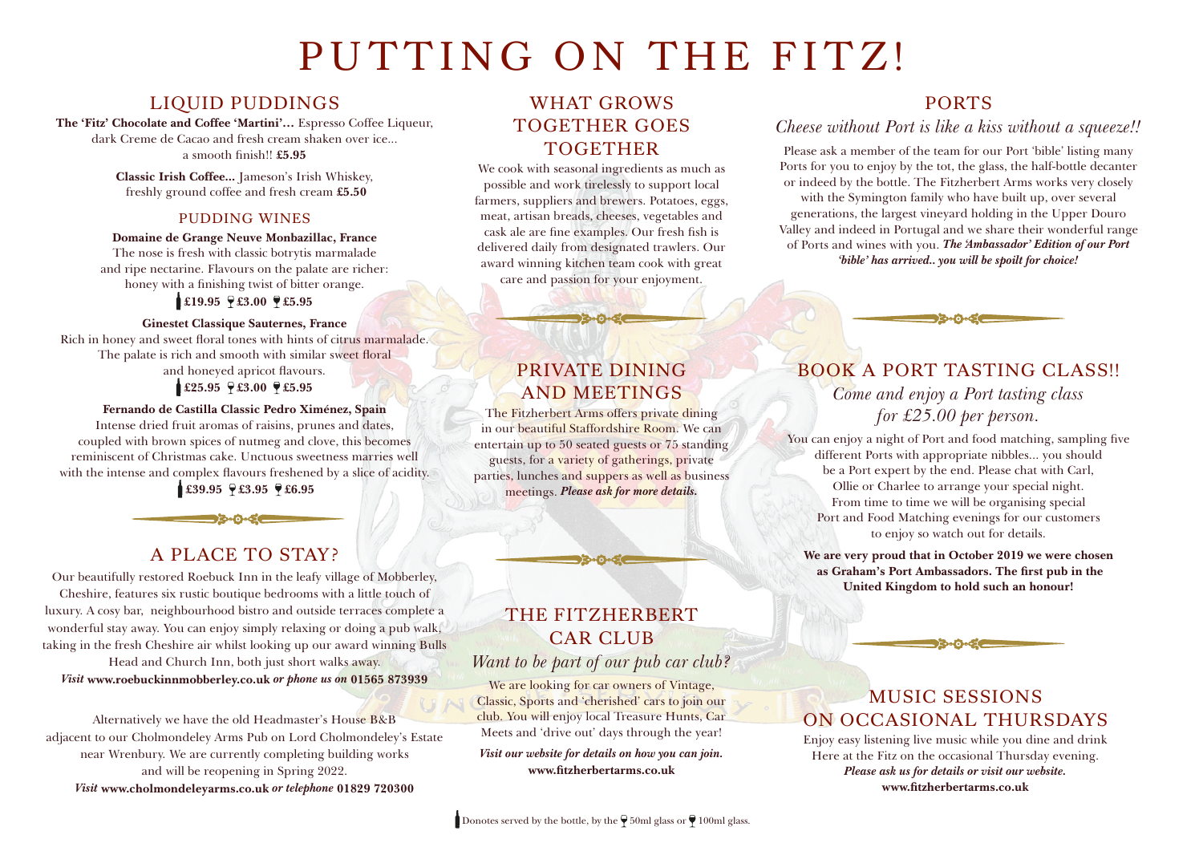# PUTTING ON THE FITZ!

## LIQUID PUDDINGS

**The 'Fitz' Chocolate and Coffee 'Martini'...** Espresso Coffee Liqueur, dark Creme de Cacao and fresh cream shaken over ice... a smooth finish!! **£5.95**

**Classic Irish Coffee...** Jameson's Irish Whiskey, freshly ground coffee and fresh cream **£5.50**

### PUDDING WINES

**Domaine de Grange Neuve Monbazillac, France**
The nose is fresh with classic botrytis marmalade and ripe nectarine. Flavours on the palate are richer: honey with a finishing twist of bitter orange.
**£19.95 £3.00 £5.95**

**Ginestet Classique Sauternes, France**
Rich in honey and sweet floral tones with hints of citrus marmalade. The palate is rich and smooth with similar sweet floral and honeyed apricot flavours.
**£25.95 £3.00 £5.95**

**Fernando de Castilla Classic Pedro Ximénez, Spain**
Intense dried fruit aromas of raisins, prunes and dates, coupled with brown spices of nutmeg and clove, this becomes reminiscent of Christmas cake. Unctuous sweetness marries well with the intense and complex flavours freshened by a slice of acidity.
**£39.95 £3.95 £6.95**

## A PLACE TO STAY?

Our beautifully restored Roebuck Inn in the leafy village of Mobberley, Cheshire, features six rustic boutique bedrooms with a little touch of luxury. A cosy bar, neighbourhood bistro and outside terraces complete a wonderful stay away. You can enjoy simply relaxing or doing a pub walk, taking in the fresh Cheshire air whilst looking up our award winning Bulls Head and Church Inn, both just short walks away.
*Visit* **www.roebuckinnmobberley.co.uk** *or phone us on* **01565 873939**

Alternatively we have the old Headmaster's House B&B adjacent to our Cholmondeley Arms Pub on Lord Cholmondeley's Estate near Wrenbury. We are currently completing building works and will be reopening in Spring 2022.
*Visit* **www.cholmondeleyarms.co.uk** *or telephone* **01829 720300**

## WHAT GROWS TOGETHER GOES TOGETHER

We cook with seasonal ingredients as much as possible and work tirelessly to support local farmers, suppliers and brewers. Potatoes, eggs, meat, artisan breads, cheeses, vegetables and cask ale are fine examples. Our fresh fish is delivered daily from designated trawlers. Our award winning kitchen team cook with great care and passion for your enjoyment.

## PRIVATE DINING AND MEETINGS

The Fitzherbert Arms offers private dining in our beautiful Staffordshire Room. We can entertain up to 50 seated guests or 75 standing guests, for a variety of gatherings, private parties, lunches and suppers as well as business meetings. ***Please ask for more details.***

## THE FITZHERBERT CAR CLUB

*Want to be part of our pub car club?*

We are looking for car owners of Vintage, Classic, Sports and 'cherished' cars to join our club. You will enjoy local Treasure Hunts, Car Meets and 'drive out' days through the year!

***Visit our website for details on how you can join.***
**www.fitzherbertarms.co.uk**

## PORTS

*Cheese without Port is like a kiss without a squeeze!!*

Please ask a member of the team for our Port 'bible' listing many Ports for you to enjoy by the tot, the glass, the half-bottle decanter or indeed by the bottle. The Fitzherbert Arms works very closely with the Symington family who have built up, over several generations, the largest vineyard holding in the Upper Douro Valley and indeed in Portugal and we share their wonderful range of Ports and wines with you. ***The 'Ambassador' Edition of our Port 'bible' has arrived.. you will be spoilt for choice!***

## BOOK A PORT TASTING CLASS!!

*Come and enjoy a Port tasting class for £25.00 per person.*

You can enjoy a night of Port and food matching, sampling five different Ports with appropriate nibbles... you should be a Port expert by the end. Please chat with Carl, Ollie or Charlee to arrange your special night. From time to time we will be organising special Port and Food Matching evenings for our customers to enjoy so watch out for details.

**We are very proud that in October 2019 we were chosen as Graham's Port Ambassadors. The first pub in the United Kingdom to hold such an honour!**

## MUSIC SESSIONS ON OCCASIONAL THURSDAYS

Enjoy easy listening live music while you dine and drink Here at the Fitz on the occasional Thursday evening.
***Please ask us for details or visit our website.***
**www.fitzherbertarms.co.uk**

Donotes served by the bottle, by the 50ml glass or 100ml glass.